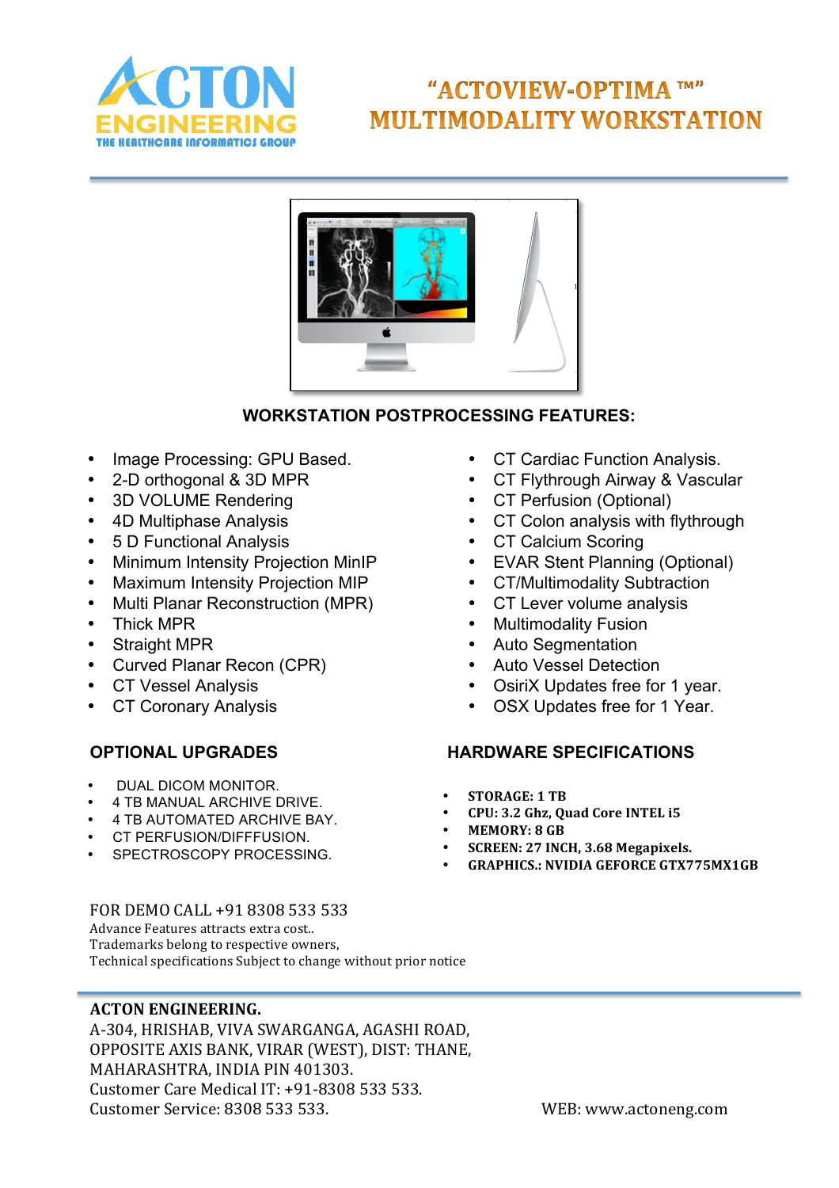# "ACTOVIEW-OPTIMA ™" MULTIMODALITY WORKSTATION

ACTON ENGINEERING
THE HEALTHCARE INFORMATICS GROUP

## WORKSTATION POSTPROCESSING FEATURES:

- Image Processing: GPU Based.
- 2-D orthogonal & 3D MPR
- 3D VOLUME Rendering
- 4D Multiphase Analysis
- 5 D Functional Analysis
- Minimum Intensity Projection MinIP
- Maximum Intensity Projection MIP
- Multi Planar Reconstruction (MPR)
- Thick MPR
- Straight MPR
- Curved Planar Recon (CPR)
- CT Vessel Analysis
- CT Coronary Analysis
- CT Cardiac Function Analysis.
- CT Flythrough Airway & Vascular
- CT Perfusion (Optional)
- CT Colon analysis with flythrough
- CT Calcium Scoring
- EVAR Stent Planning (Optional)
- CT/Multimodality Subtraction
- CT Lever volume analysis
- Multimodality Fusion
- Auto Segmentation
- Auto Vessel Detection
- OsiriX Updates free for 1 year.
- OSX Updates free for 1 Year.

## OPTIONAL UPGRADES

- DUAL DICOM MONITOR.
- 4 TB MANUAL ARCHIVE DRIVE.
- 4 TB AUTOMATED ARCHIVE BAY.
- CT PERFUSION/DIFFFUSION.
- SPECTROSCOPY PROCESSING.

## HARDWARE SPECIFICATIONS

- **STORAGE: 1 TB**
- **CPU: 3.2 Ghz, Quad Core INTEL i5**
- **MEMORY: 8 GB**
- **SCREEN: 27 INCH, 3.68 Megapixels.**
- **GRAPHICS.: NVIDIA GEFORCE GTX775MX1GB**

FOR DEMO CALL +91 8308 533 533
Advance Features attracts extra cost..
Trademarks belong to respective owners,
Technical specifications Subject to change without prior notice

**ACTON ENGINEERING.**
A-304, HRISHAB, VIVA SWARGANGA, AGASHI ROAD,
OPPOSITE AXIS BANK, VIRAR (WEST), DIST: THANE,
MAHARASHTRA, INDIA PIN 401303.
Customer Care Medical IT: +91-8308 533 533.
Customer Service: 8308 533 533.

WEB: www.actoneng.com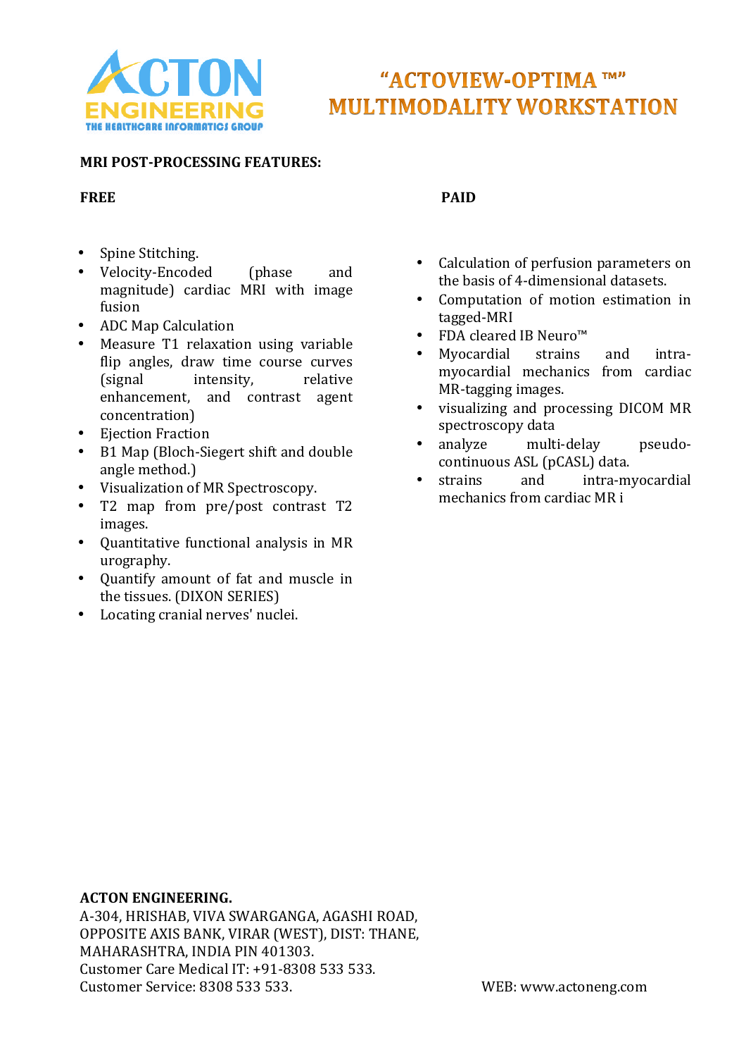ACTON ENGINEERING
THE HEALTHCARE INFORMATICS GROUP

# "ACTOVIEW-OPTIMA ™" MULTIMODALITY WORKSTATION

**MRI POST-PROCESSING FEATURES:**

**FREE**

- Spine Stitching.
- Velocity-Encoded (phase and magnitude) cardiac MRI with image fusion
- ADC Map Calculation
- Measure T1 relaxation using variable flip angles, draw time course curves (signal intensity, relative enhancement, and contrast agent concentration)
- Ejection Fraction
- B1 Map (Bloch-Siegert shift and double angle method.)
- Visualization of MR Spectroscopy.
- T2 map from pre/post contrast T2 images.
- Quantitative functional analysis in MR urography.
- Quantify amount of fat and muscle in the tissues. (DIXON SERIES)
- Locating cranial nerves' nuclei.

**PAID**

- Calculation of perfusion parameters on the basis of 4-dimensional datasets.
- Computation of motion estimation in tagged-MRI
- FDA cleared IB Neuro™
- Myocardial strains and intra-myocardial mechanics from cardiac MR-tagging images.
- visualizing and processing DICOM MR spectroscopy data
- analyze multi-delay pseudo-continuous ASL (pCASL) data.
- strains and intra-myocardial mechanics from cardiac MR i

**ACTON ENGINEERING.**
A-304, HRISHAB, VIVA SWARGANGA, AGASHI ROAD,
OPPOSITE AXIS BANK, VIRAR (WEST), DIST: THANE,
MAHARASHTRA, INDIA PIN 401303.
Customer Care Medical IT: +91-8308 533 533.
Customer Service: 8308 533 533.

WEB: www.actoneng.com